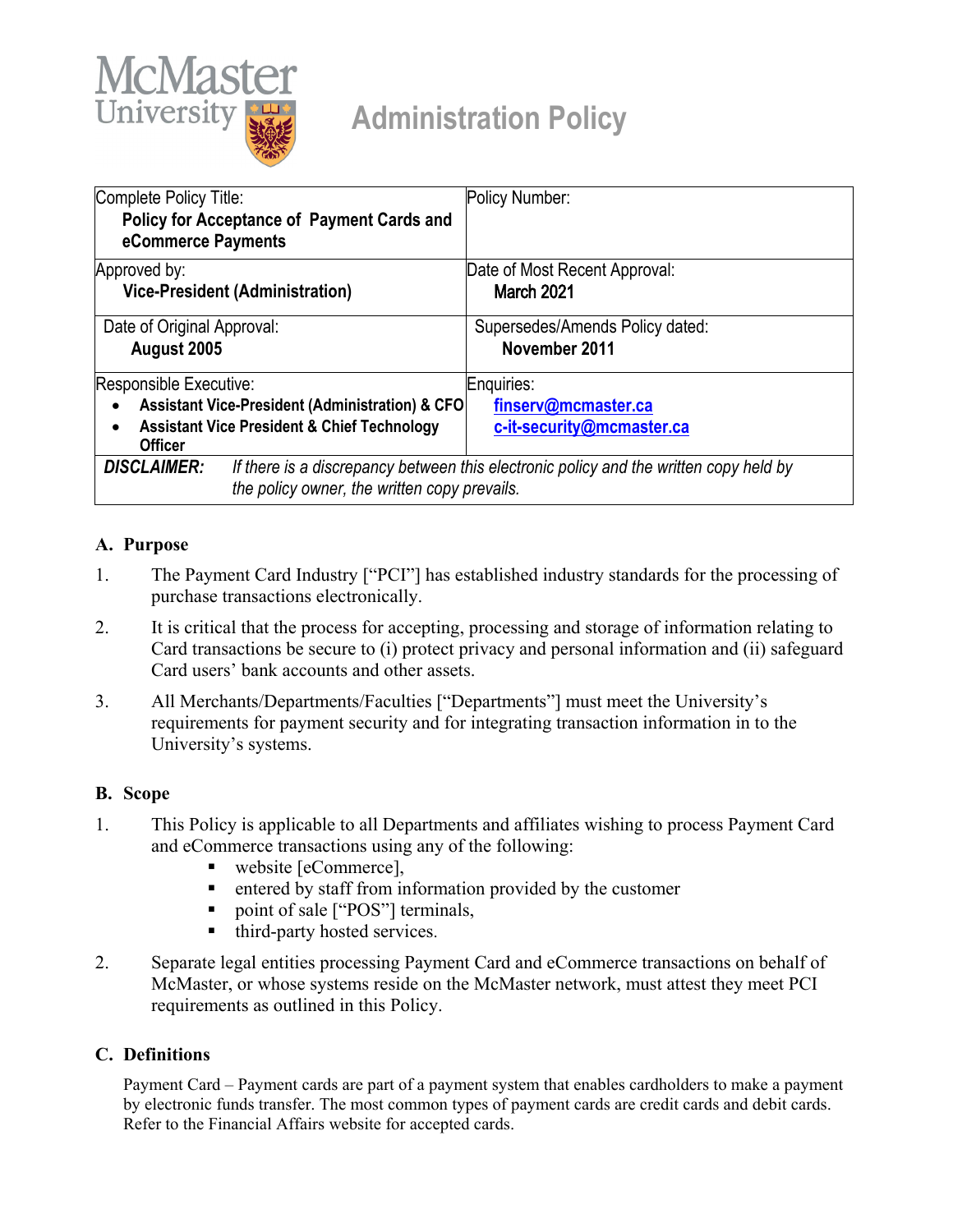McMaster University

# Administration Policy

| Complete Policy Title: **Policy for Acceptance of Payment Cards and eCommerce Payments** | Policy Number: |
|---|---|
| Approved by: **Vice-President (Administration)** | Date of Most Recent Approval: **March 2021** |
| Date of Original Approval: **August 2005** | Supersedes/Amends Policy dated: **November 2011** |
| Responsible Executive: <br>• **Assistant Vice-President (Administration) & CFO** <br>• **Assistant Vice President & Chief Technology Officer** | Enquiries: **finserv@mcmaster.ca** **c-it-security@mcmaster.ca** |
| ***DISCLAIMER:*** *If there is a discrepancy between this electronic policy and the written copy held by the policy owner, the written copy prevails.* | |

## A. Purpose

1. The Payment Card Industry ["PCI"] has established industry standards for the processing of purchase transactions electronically.

2. It is critical that the process for accepting, processing and storage of information relating to Card transactions be secure to (i) protect privacy and personal information and (ii) safeguard Card users' bank accounts and other assets.

3. All Merchants/Departments/Faculties ["Departments"] must meet the University's requirements for payment security and for integrating transaction information in to the University's systems.

## B. Scope

1. This Policy is applicable to all Departments and affiliates wishing to process Payment Card and eCommerce transactions using any of the following:
   - website [eCommerce],
   - entered by staff from information provided by the customer
   - point of sale ["POS"] terminals,
   - third-party hosted services.

2. Separate legal entities processing Payment Card and eCommerce transactions on behalf of McMaster, or whose systems reside on the McMaster network, must attest they meet PCI requirements as outlined in this Policy.

## C. Definitions

Payment Card – Payment cards are part of a payment system that enables cardholders to make a payment by electronic funds transfer. The most common types of payment cards are credit cards and debit cards. Refer to the Financial Affairs website for accepted cards.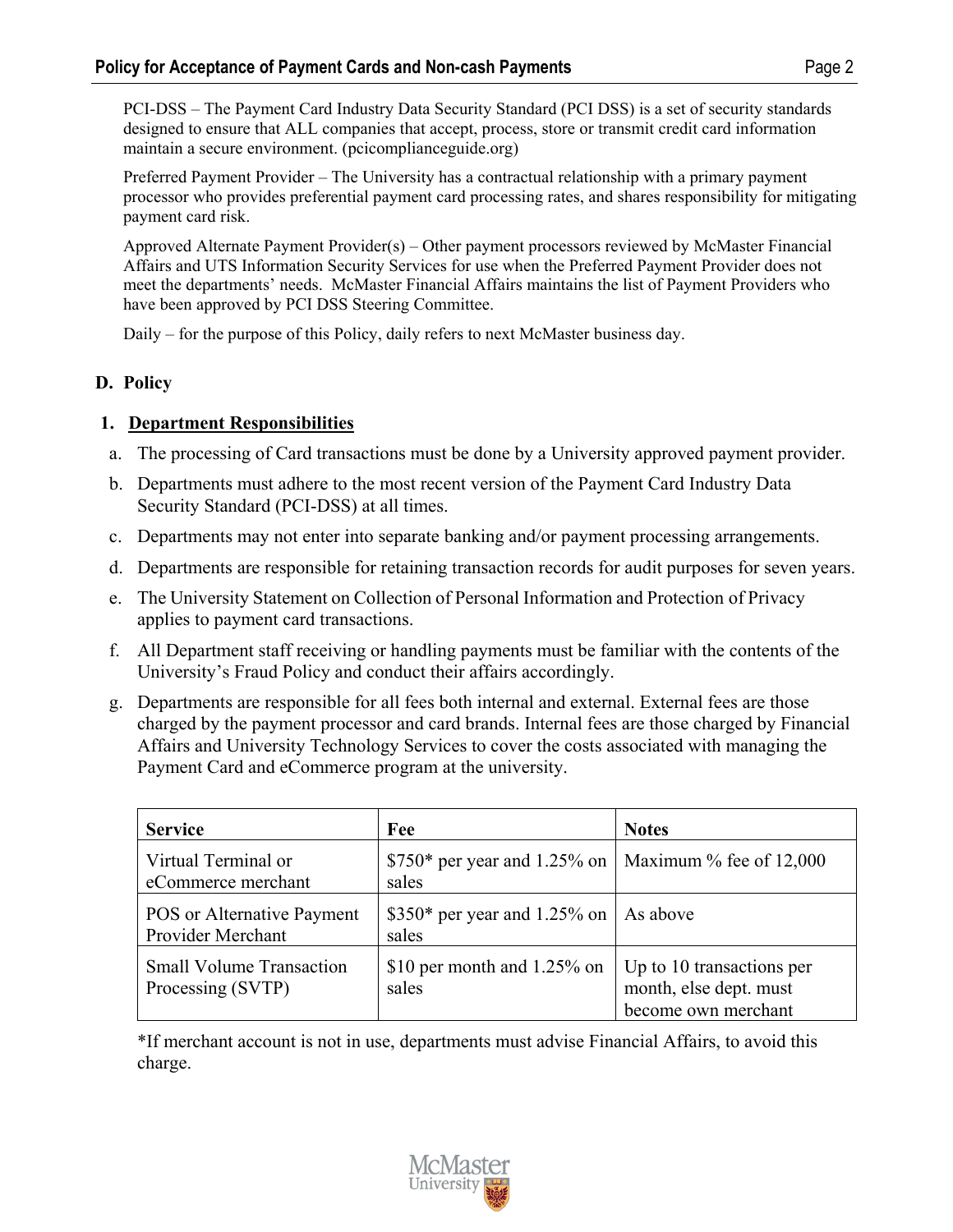PCI-DSS – The Payment Card Industry Data Security Standard (PCI DSS) is a set of security standards designed to ensure that ALL companies that accept, process, store or transmit credit card information maintain a secure environment. (pcicomplianceguide.org)

Preferred Payment Provider – The University has a contractual relationship with a primary payment processor who provides preferential payment card processing rates, and shares responsibility for mitigating payment card risk.

Approved Alternate Payment Provider(s) – Other payment processors reviewed by McMaster Financial Affairs and UTS Information Security Services for use when the Preferred Payment Provider does not meet the departments' needs. McMaster Financial Affairs maintains the list of Payment Providers who have been approved by PCI DSS Steering Committee.

Daily – for the purpose of this Policy, daily refers to next McMaster business day.

## D. Policy

### 1. Department Responsibilities

a. The processing of Card transactions must be done by a University approved payment provider.

b. Departments must adhere to the most recent version of the Payment Card Industry Data Security Standard (PCI-DSS) at all times.

c. Departments may not enter into separate banking and/or payment processing arrangements.

d. Departments are responsible for retaining transaction records for audit purposes for seven years.

e. The University Statement on Collection of Personal Information and Protection of Privacy applies to payment card transactions.

f. All Department staff receiving or handling payments must be familiar with the contents of the University's Fraud Policy and conduct their affairs accordingly.

g. Departments are responsible for all fees both internal and external. External fees are those charged by the payment processor and card brands. Internal fees are those charged by Financial Affairs and University Technology Services to cover the costs associated with managing the Payment Card and eCommerce program at the university.

| Service | Fee | Notes |
|---|---|---|
| Virtual Terminal or eCommerce merchant | $750* per year and 1.25% on sales | Maximum % fee of 12,000 |
| POS or Alternative Payment Provider Merchant | $350* per year and 1.25% on sales | As above |
| Small Volume Transaction Processing (SVTP) | $10 per month and 1.25% on sales | Up to 10 transactions per month, else dept. must become own merchant |

*If merchant account is not in use, departments must advise Financial Affairs, to avoid this charge.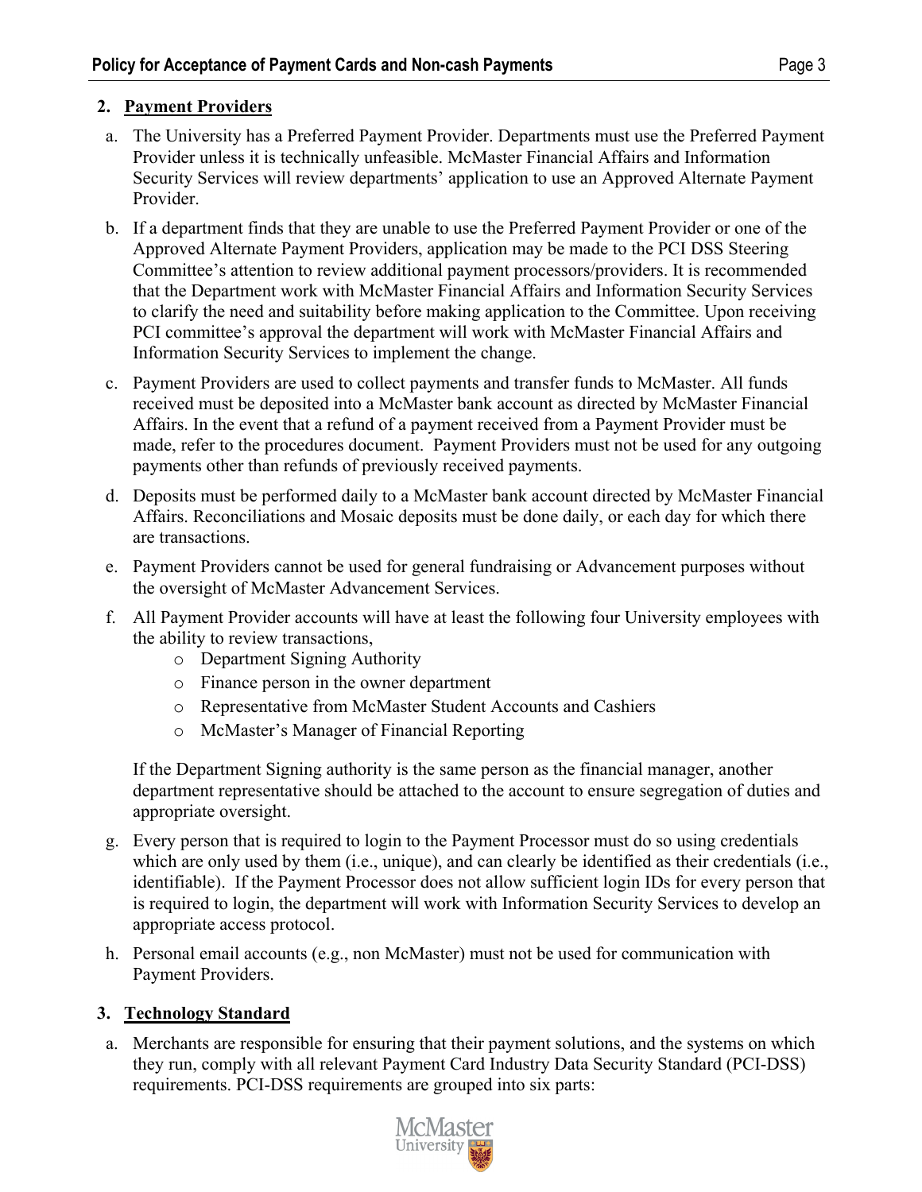## 2. Payment Providers

a. The University has a Preferred Payment Provider. Departments must use the Preferred Payment Provider unless it is technically unfeasible. McMaster Financial Affairs and Information Security Services will review departments' application to use an Approved Alternate Payment Provider.

b. If a department finds that they are unable to use the Preferred Payment Provider or one of the Approved Alternate Payment Providers, application may be made to the PCI DSS Steering Committee's attention to review additional payment processors/providers. It is recommended that the Department work with McMaster Financial Affairs and Information Security Services to clarify the need and suitability before making application to the Committee. Upon receiving PCI committee's approval the department will work with McMaster Financial Affairs and Information Security Services to implement the change.

c. Payment Providers are used to collect payments and transfer funds to McMaster. All funds received must be deposited into a McMaster bank account as directed by McMaster Financial Affairs. In the event that a refund of a payment received from a Payment Provider must be made, refer to the procedures document. Payment Providers must not be used for any outgoing payments other than refunds of previously received payments.

d. Deposits must be performed daily to a McMaster bank account directed by McMaster Financial Affairs. Reconciliations and Mosaic deposits must be done daily, or each day for which there are transactions.

e. Payment Providers cannot be used for general fundraising or Advancement purposes without the oversight of McMaster Advancement Services.

f. All Payment Provider accounts will have at least the following four University employees with the ability to review transactions,
   - Department Signing Authority
   - Finance person in the owner department
   - Representative from McMaster Student Accounts and Cashiers
   - McMaster's Manager of Financial Reporting

   If the Department Signing authority is the same person as the financial manager, another department representative should be attached to the account to ensure segregation of duties and appropriate oversight.

g. Every person that is required to login to the Payment Processor must do so using credentials which are only used by them (i.e., unique), and can clearly be identified as their credentials (i.e., identifiable). If the Payment Processor does not allow sufficient login IDs for every person that is required to login, the department will work with Information Security Services to develop an appropriate access protocol.

h. Personal email accounts (e.g., non McMaster) must not be used for communication with Payment Providers.

## 3. Technology Standard

a. Merchants are responsible for ensuring that their payment solutions, and the systems on which they run, comply with all relevant Payment Card Industry Data Security Standard (PCI-DSS) requirements. PCI-DSS requirements are grouped into six parts: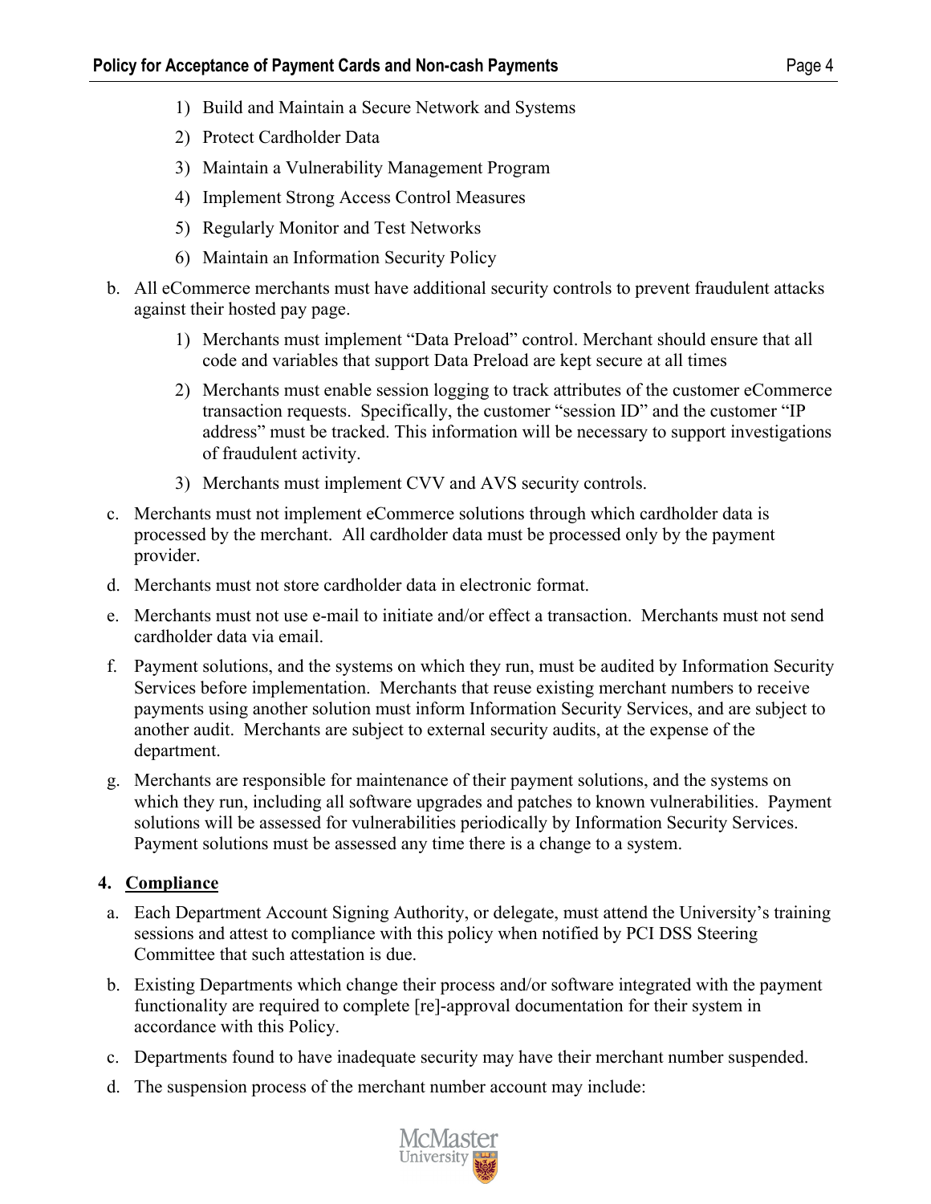1) Build and Maintain a Secure Network and Systems
2) Protect Cardholder Data
3) Maintain a Vulnerability Management Program
4) Implement Strong Access Control Measures
5) Regularly Monitor and Test Networks
6) Maintain an Information Security Policy

b. All eCommerce merchants must have additional security controls to prevent fraudulent attacks against their hosted pay page.

   1) Merchants must implement "Data Preload" control. Merchant should ensure that all code and variables that support Data Preload are kept secure at all times
   2) Merchants must enable session logging to track attributes of the customer eCommerce transaction requests. Specifically, the customer "session ID" and the customer "IP address" must be tracked. This information will be necessary to support investigations of fraudulent activity.
   3) Merchants must implement CVV and AVS security controls.

c. Merchants must not implement eCommerce solutions through which cardholder data is processed by the merchant. All cardholder data must be processed only by the payment provider.

d. Merchants must not store cardholder data in electronic format.

e. Merchants must not use e-mail to initiate and/or effect a transaction. Merchants must not send cardholder data via email.

f. Payment solutions, and the systems on which they run, must be audited by Information Security Services before implementation. Merchants that reuse existing merchant numbers to receive payments using another solution must inform Information Security Services, and are subject to another audit. Merchants are subject to external security audits, at the expense of the department.

g. Merchants are responsible for maintenance of their payment solutions, and the systems on which they run, including all software upgrades and patches to known vulnerabilities. Payment solutions will be assessed for vulnerabilities periodically by Information Security Services. Payment solutions must be assessed any time there is a change to a system.

## 4. Compliance

a. Each Department Account Signing Authority, or delegate, must attend the University's training sessions and attest to compliance with this policy when notified by PCI DSS Steering Committee that such attestation is due.

b. Existing Departments which change their process and/or software integrated with the payment functionality are required to complete [re]-approval documentation for their system in accordance with this Policy.

c. Departments found to have inadequate security may have their merchant number suspended.

d. The suspension process of the merchant number account may include: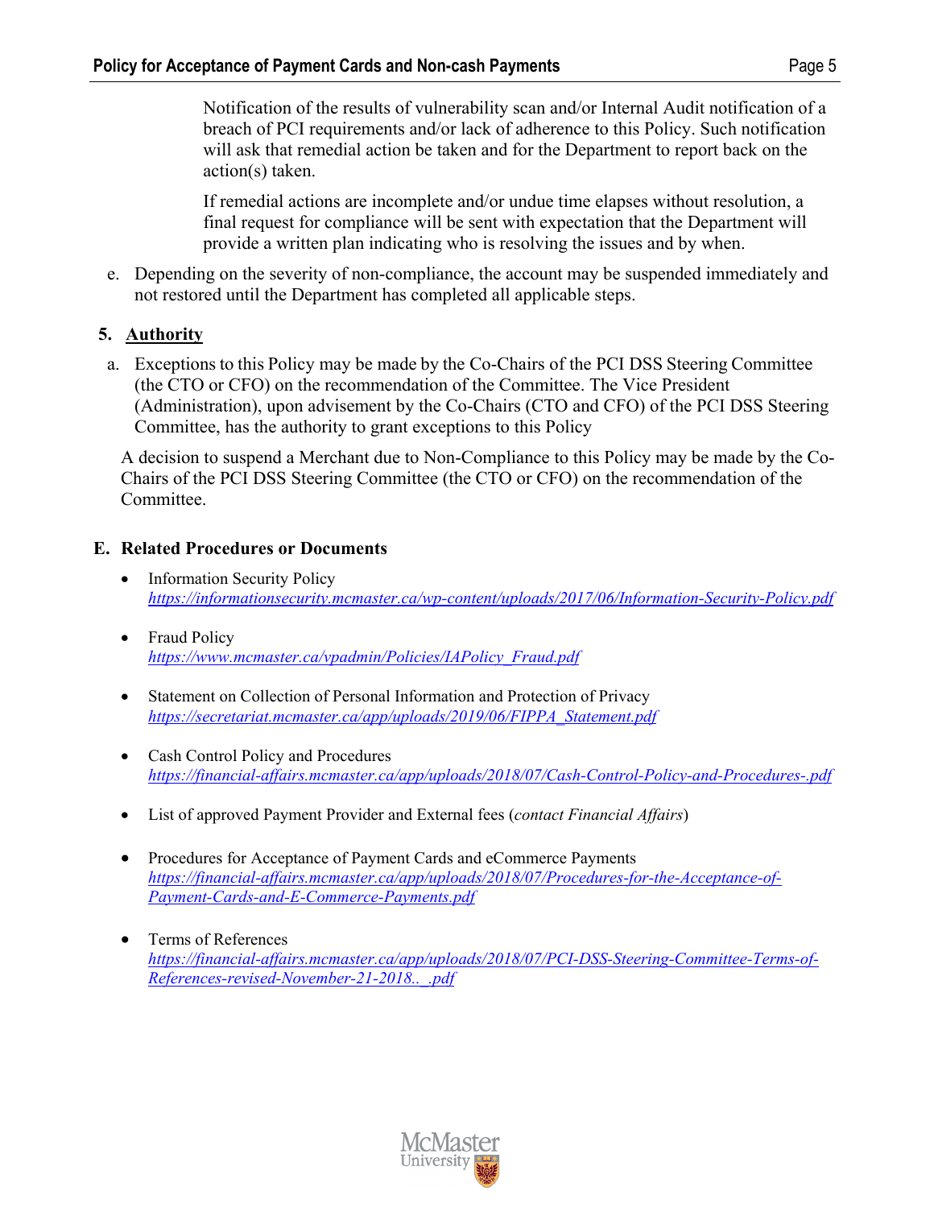Notification of the results of vulnerability scan and/or Internal Audit notification of a breach of PCI requirements and/or lack of adherence to this Policy. Such notification will ask that remedial action be taken and for the Department to report back on the action(s) taken.

If remedial actions are incomplete and/or undue time elapses without resolution, a final request for compliance will be sent with expectation that the Department will provide a written plan indicating who is resolving the issues and by when.

e. Depending on the severity of non-compliance, the account may be suspended immediately and not restored until the Department has completed all applicable steps.

### 5. Authority

a. Exceptions to this Policy may be made by the Co-Chairs of the PCI DSS Steering Committee (the CTO or CFO) on the recommendation of the Committee. The Vice President (Administration), upon advisement by the Co-Chairs (CTO and CFO) of the PCI DSS Steering Committee, has the authority to grant exceptions to this Policy

A decision to suspend a Merchant due to Non-Compliance to this Policy may be made by the Co-Chairs of the PCI DSS Steering Committee (the CTO or CFO) on the recommendation of the Committee.

## E. Related Procedures or Documents

- Information Security Policy
  *https://informationsecurity.mcmaster.ca/wp-content/uploads/2017/06/Information-Security-Policy.pdf*

- Fraud Policy
  *https://www.mcmaster.ca/vpadmin/Policies/IAPolicy_Fraud.pdf*

- Statement on Collection of Personal Information and Protection of Privacy
  *https://secretariat.mcmaster.ca/app/uploads/2019/06/FIPPA_Statement.pdf*

- Cash Control Policy and Procedures
  *https://financial-affairs.mcmaster.ca/app/uploads/2018/07/Cash-Control-Policy-and-Procedures-.pdf*

- List of approved Payment Provider and External fees (*contact Financial Affairs*)

- Procedures for Acceptance of Payment Cards and eCommerce Payments
  *https://financial-affairs.mcmaster.ca/app/uploads/2018/07/Procedures-for-the-Acceptance-of-Payment-Cards-and-E-Commerce-Payments.pdf*

- Terms of References
  *https://financial-affairs.mcmaster.ca/app/uploads/2018/07/PCI-DSS-Steering-Committee-Terms-of-References-revised-November-21-2018.._.pdf*